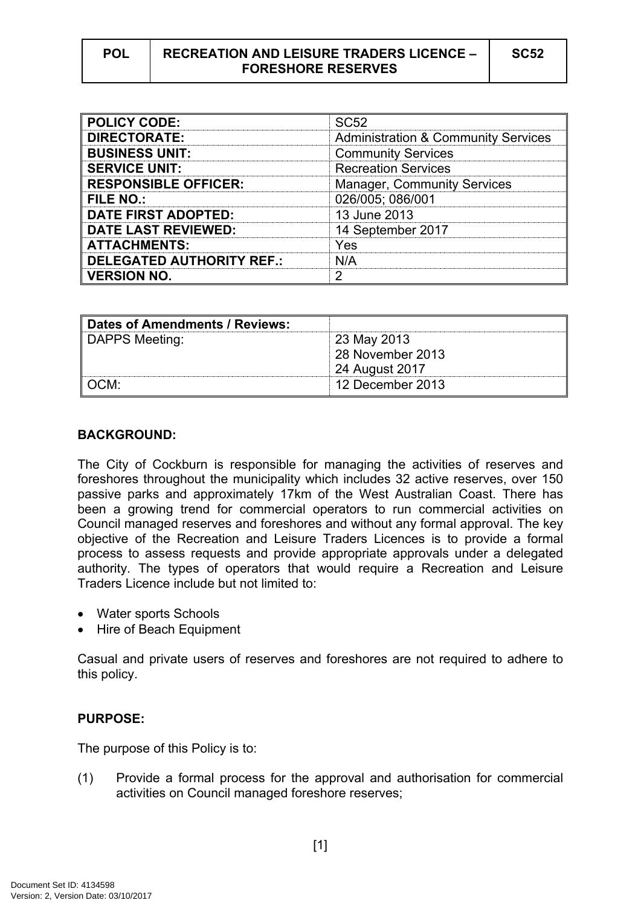| POL | RECREATION AND LEISURE TRADERS LICENCE – FORESHORE RESERVES | SC52 |
| --- | --- | --- |

| POLICY CODE: | SC52 |
| --- | --- |
| DIRECTORATE: | Administration & Community Services |
| BUSINESS UNIT: | Community Services |
| SERVICE UNIT: | Recreation Services |
| RESPONSIBLE OFFICER: | Manager, Community Services |
| FILE NO.: | 026/005; 086/001 |
| DATE FIRST ADOPTED: | 13 June 2013 |
| DATE LAST REVIEWED: | 14 September 2017 |
| ATTACHMENTS: | Yes |
| DELEGATED AUTHORITY REF.: | N/A |
| VERSION NO. | 2 |

| Dates of Amendments / Reviews: | |
| --- | --- |
| DAPPS Meeting: | 23 May 2013<br>28 November 2013<br>24 August 2017 |
| OCM: | 12 December 2013 |

**BACKGROUND:**

The City of Cockburn is responsible for managing the activities of reserves and foreshores throughout the municipality which includes 32 active reserves, over 150 passive parks and approximately 17km of the West Australian Coast. There has been a growing trend for commercial operators to run commercial activities on Council managed reserves and foreshores and without any formal approval. The key objective of the Recreation and Leisure Traders Licences is to provide a formal process to assess requests and provide appropriate approvals under a delegated authority. The types of operators that would require a Recreation and Leisure Traders Licence include but not limited to:

- Water sports Schools
- Hire of Beach Equipment

Casual and private users of reserves and foreshores are not required to adhere to this policy.

**PURPOSE:**

The purpose of this Policy is to:

(1) Provide a formal process for the approval and authorisation for commercial activities on Council managed foreshore reserves;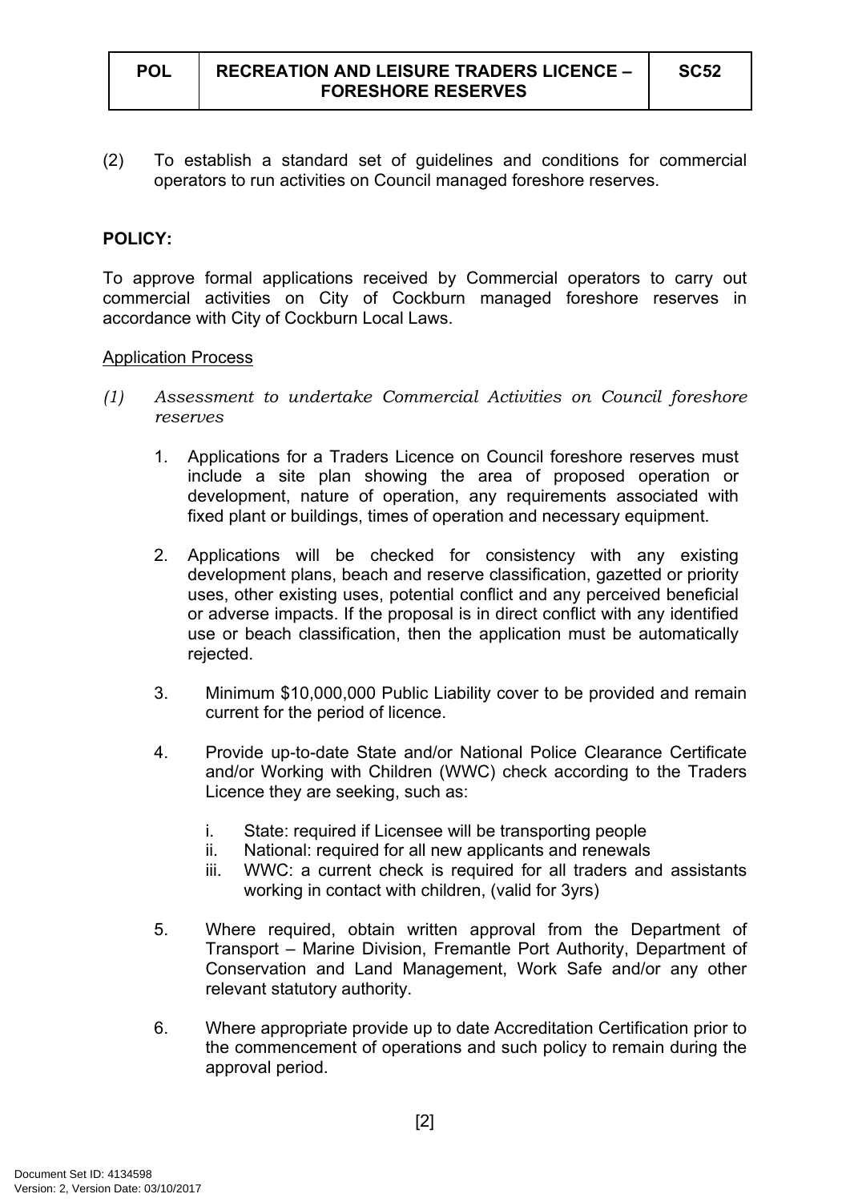(2) To establish a standard set of guidelines and conditions for commercial operators to run activities on Council managed foreshore reserves.

**POLICY:**

To approve formal applications received by Commercial operators to carry out commercial activities on City of Cockburn managed foreshore reserves in accordance with City of Cockburn Local Laws.

Application Process

*(1) Assessment to undertake Commercial Activities on Council foreshore reserves*

1. Applications for a Traders Licence on Council foreshore reserves must include a site plan showing the area of proposed operation or development, nature of operation, any requirements associated with fixed plant or buildings, times of operation and necessary equipment.

2. Applications will be checked for consistency with any existing development plans, beach and reserve classification, gazetted or priority uses, other existing uses, potential conflict and any perceived beneficial or adverse impacts. If the proposal is in direct conflict with any identified use or beach classification, then the application must be automatically rejected.

3. Minimum $10,000,000 Public Liability cover to be provided and remain current for the period of licence.

4. Provide up-to-date State and/or National Police Clearance Certificate and/or Working with Children (WWC) check according to the Traders Licence they are seeking, such as:

   i. State: required if Licensee will be transporting people
   ii. National: required for all new applicants and renewals
   iii. WWC: a current check is required for all traders and assistants working in contact with children, (valid for 3yrs)

5. Where required, obtain written approval from the Department of Transport – Marine Division, Fremantle Port Authority, Department of Conservation and Land Management, Work Safe and/or any other relevant statutory authority.

6. Where appropriate provide up to date Accreditation Certification prior to the commencement of operations and such policy to remain during the approval period.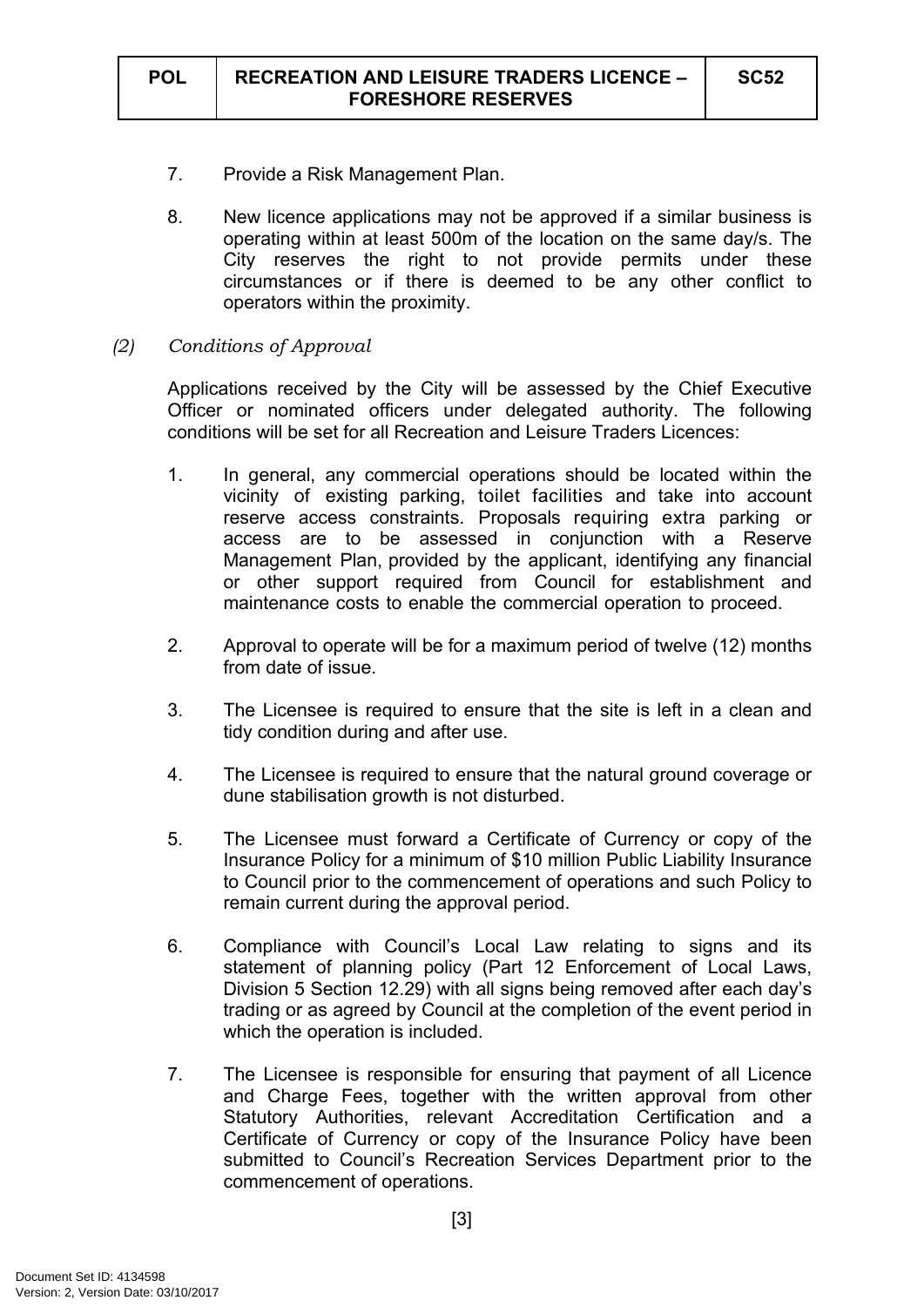7. Provide a Risk Management Plan.

8. New licence applications may not be approved if a similar business is operating within at least 500m of the location on the same day/s. The City reserves the right to not provide permits under these circumstances or if there is deemed to be any other conflict to operators within the proximity.

*(2) Conditions of Approval*

Applications received by the City will be assessed by the Chief Executive Officer or nominated officers under delegated authority. The following conditions will be set for all Recreation and Leisure Traders Licences:

1. In general, any commercial operations should be located within the vicinity of existing parking, toilet facilities and take into account reserve access constraints. Proposals requiring extra parking or access are to be assessed in conjunction with a Reserve Management Plan, provided by the applicant, identifying any financial or other support required from Council for establishment and maintenance costs to enable the commercial operation to proceed.

2. Approval to operate will be for a maximum period of twelve (12) months from date of issue.

3. The Licensee is required to ensure that the site is left in a clean and tidy condition during and after use.

4. The Licensee is required to ensure that the natural ground coverage or dune stabilisation growth is not disturbed.

5. The Licensee must forward a Certificate of Currency or copy of the Insurance Policy for a minimum of $10 million Public Liability Insurance to Council prior to the commencement of operations and such Policy to remain current during the approval period.

6. Compliance with Council's Local Law relating to signs and its statement of planning policy (Part 12 Enforcement of Local Laws, Division 5 Section 12.29) with all signs being removed after each day's trading or as agreed by Council at the completion of the event period in which the operation is included.

7. The Licensee is responsible for ensuring that payment of all Licence and Charge Fees, together with the written approval from other Statutory Authorities, relevant Accreditation Certification and a Certificate of Currency or copy of the Insurance Policy have been submitted to Council's Recreation Services Department prior to the commencement of operations.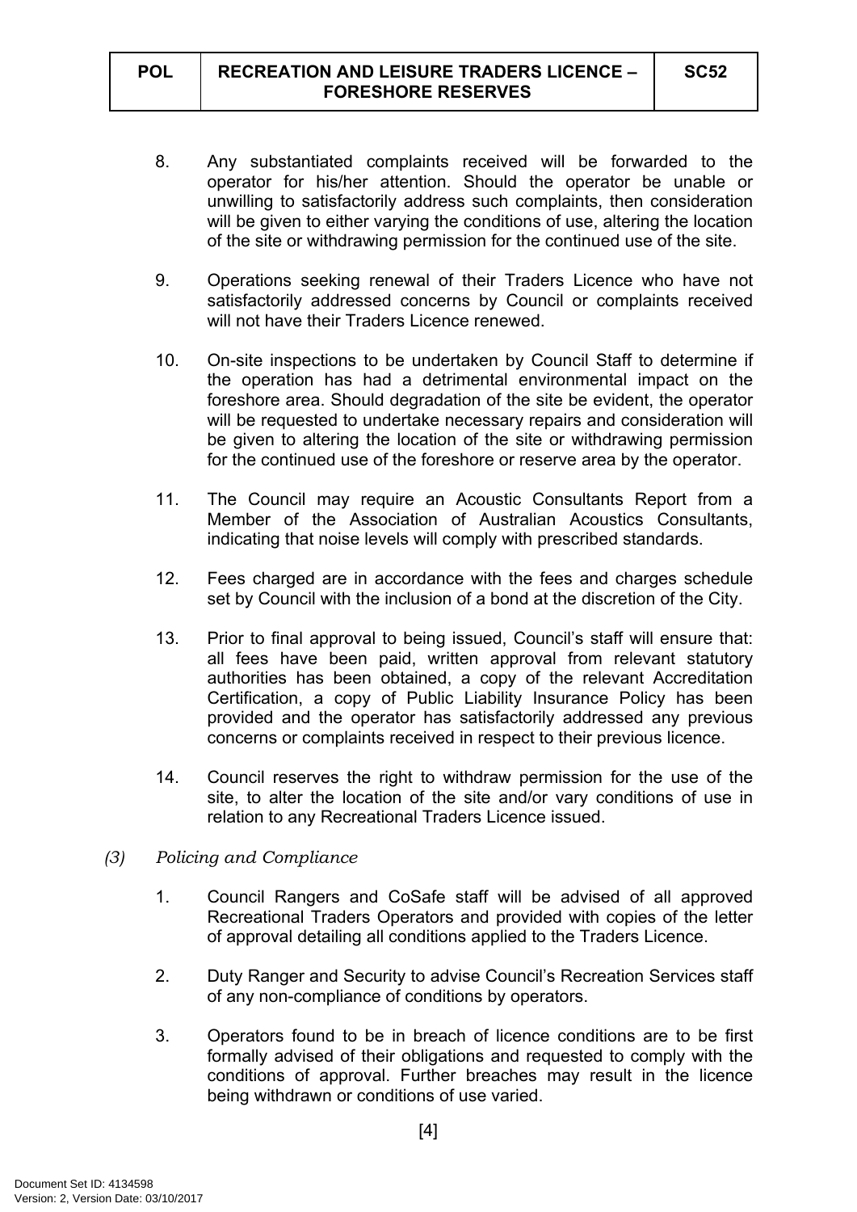8. Any substantiated complaints received will be forwarded to the operator for his/her attention. Should the operator be unable or unwilling to satisfactorily address such complaints, then consideration will be given to either varying the conditions of use, altering the location of the site or withdrawing permission for the continued use of the site.

9. Operations seeking renewal of their Traders Licence who have not satisfactorily addressed concerns by Council or complaints received will not have their Traders Licence renewed.

10. On-site inspections to be undertaken by Council Staff to determine if the operation has had a detrimental environmental impact on the foreshore area. Should degradation of the site be evident, the operator will be requested to undertake necessary repairs and consideration will be given to altering the location of the site or withdrawing permission for the continued use of the foreshore or reserve area by the operator.

11. The Council may require an Acoustic Consultants Report from a Member of the Association of Australian Acoustics Consultants, indicating that noise levels will comply with prescribed standards.

12. Fees charged are in accordance with the fees and charges schedule set by Council with the inclusion of a bond at the discretion of the City.

13. Prior to final approval to being issued, Council's staff will ensure that: all fees have been paid, written approval from relevant statutory authorities has been obtained, a copy of the relevant Accreditation Certification, a copy of Public Liability Insurance Policy has been provided and the operator has satisfactorily addressed any previous concerns or complaints received in respect to their previous licence.

14. Council reserves the right to withdraw permission for the use of the site, to alter the location of the site and/or vary conditions of use in relation to any Recreational Traders Licence issued.

*(3) Policing and Compliance*

1. Council Rangers and CoSafe staff will be advised of all approved Recreational Traders Operators and provided with copies of the letter of approval detailing all conditions applied to the Traders Licence.

2. Duty Ranger and Security to advise Council's Recreation Services staff of any non-compliance of conditions by operators.

3. Operators found to be in breach of licence conditions are to be first formally advised of their obligations and requested to comply with the conditions of approval. Further breaches may result in the licence being withdrawn or conditions of use varied.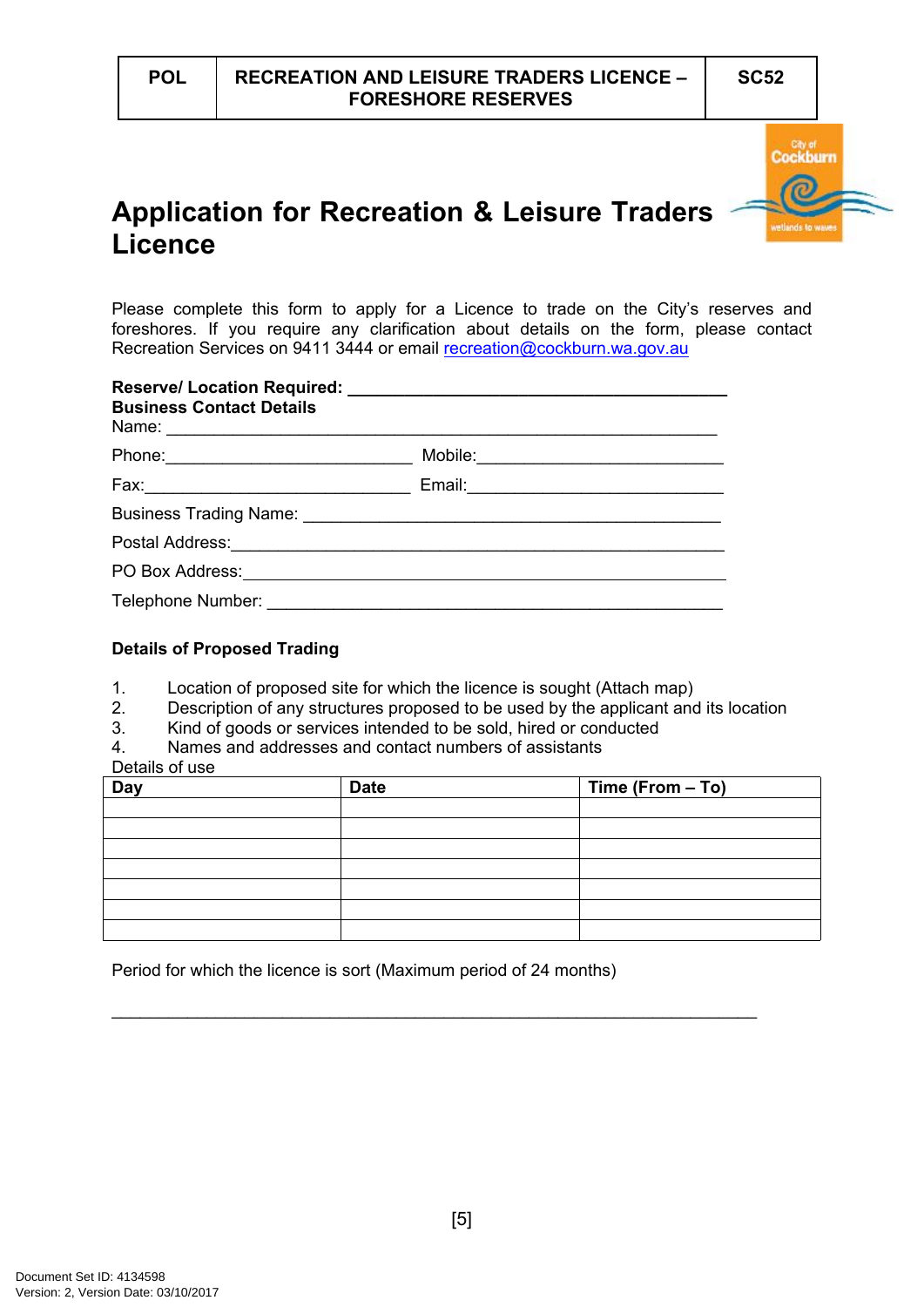| POL | RECREATION AND LEISURE TRADERS LICENCE – FORESHORE RESERVES | SC52 |
|---|---|---|

# Application for Recreation & Leisure Traders Licence

Please complete this form to apply for a Licence to trade on the City's reserves and foreshores. If you require any clarification about details on the form, please contact Recreation Services on 9411 3444 or email recreation@cockburn.wa.gov.au

**Reserve/ Location Required:** ________________________________________

**Business Contact Details**

Name: ____________________________________________________________

Phone:__________________________ Mobile:__________________________

Fax:____________________________ Email:___________________________

Business Trading Name: ____________________________________________

Postal Address:____________________________________________________

PO Box Address:___________________________________________________

Telephone Number: ________________________________________________

**Details of Proposed Trading**

1. Location of proposed site for which the licence is sought (Attach map)
2. Description of any structures proposed to be used by the applicant and its location
3. Kind of goods or services intended to be sold, hired or conducted
4. Names and addresses and contact numbers of assistants

Details of use

| Day | Date | Time (From – To) |
|---|---|---|
| | | |
| | | |
| | | |
| | | |
| | | |
| | | |
| | | |

Period for which the licence is sort (Maximum period of 24 months)

______________________________________________________________________

Document Set ID: 4134598
Version: 2, Version Date: 03/10/2017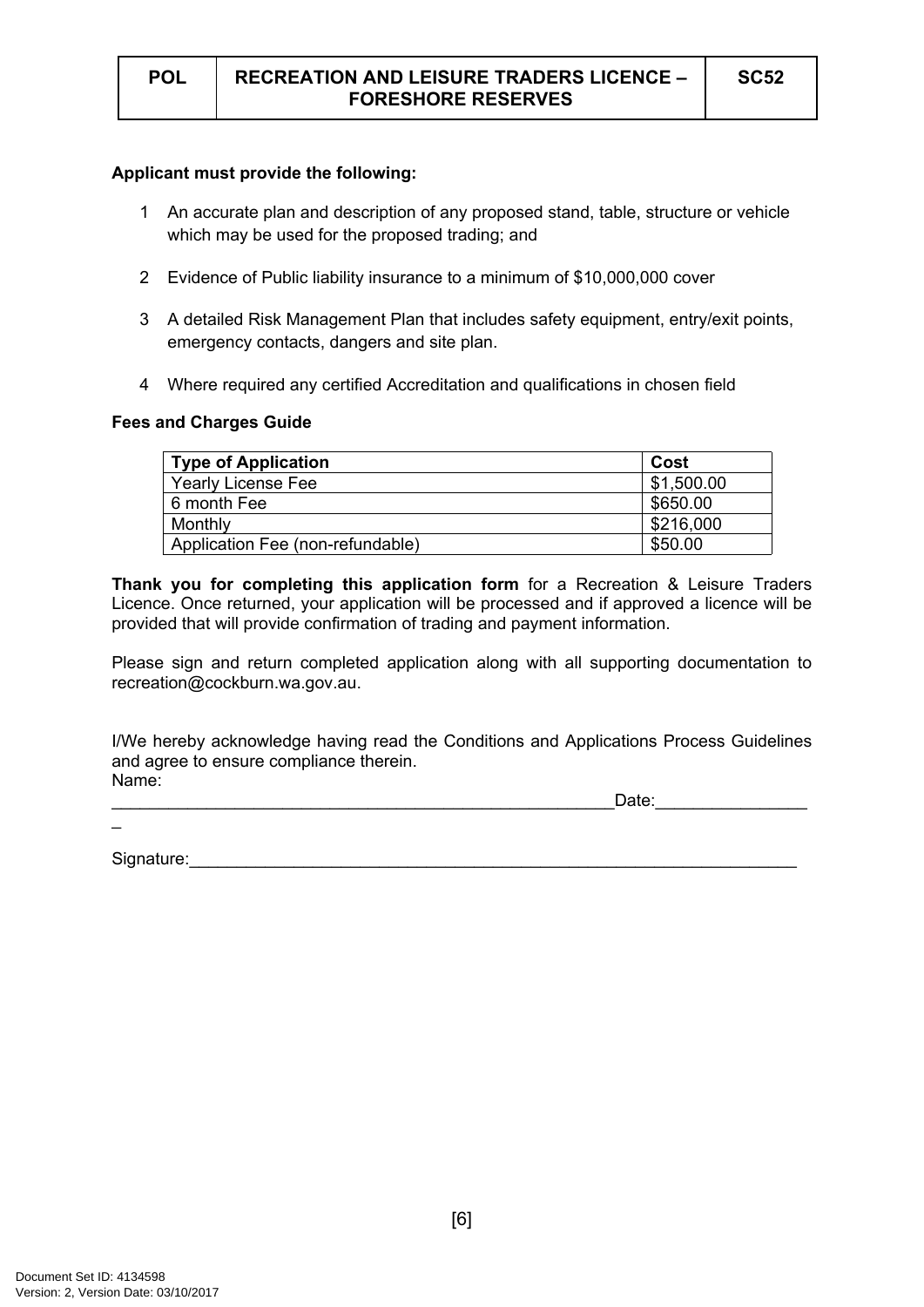| POL | RECREATION AND LEISURE TRADERS LICENCE – FORESHORE RESERVES | SC52 |
|---|---|---|

**Applicant must provide the following:**

1. An accurate plan and description of any proposed stand, table, structure or vehicle which may be used for the proposed trading; and
2. Evidence of Public liability insurance to a minimum of $10,000,000 cover
3. A detailed Risk Management Plan that includes safety equipment, entry/exit points, emergency contacts, dangers and site plan.
4. Where required any certified Accreditation and qualifications in chosen field

**Fees and Charges Guide**

| Type of Application | Cost |
|---|---|
| Yearly License Fee | $1,500.00 |
| 6 month Fee | $650.00 |
| Monthly | $216,000 |
| Application Fee (non-refundable) | $50.00 |

**Thank you for completing this application form** for a Recreation & Leisure Traders Licence. Once returned, your application will be processed and if approved a licence will be provided that will provide confirmation of trading and payment information.

Please sign and return completed application along with all supporting documentation to recreation@cockburn.wa.gov.au.

I/We hereby acknowledge having read the Conditions and Applications Process Guidelines and agree to ensure compliance therein.

Name: ______________________________________________________Date:_________________

Signature:____________________________________________________________________

Document Set ID: 4134598
Version: 2, Version Date: 03/10/2017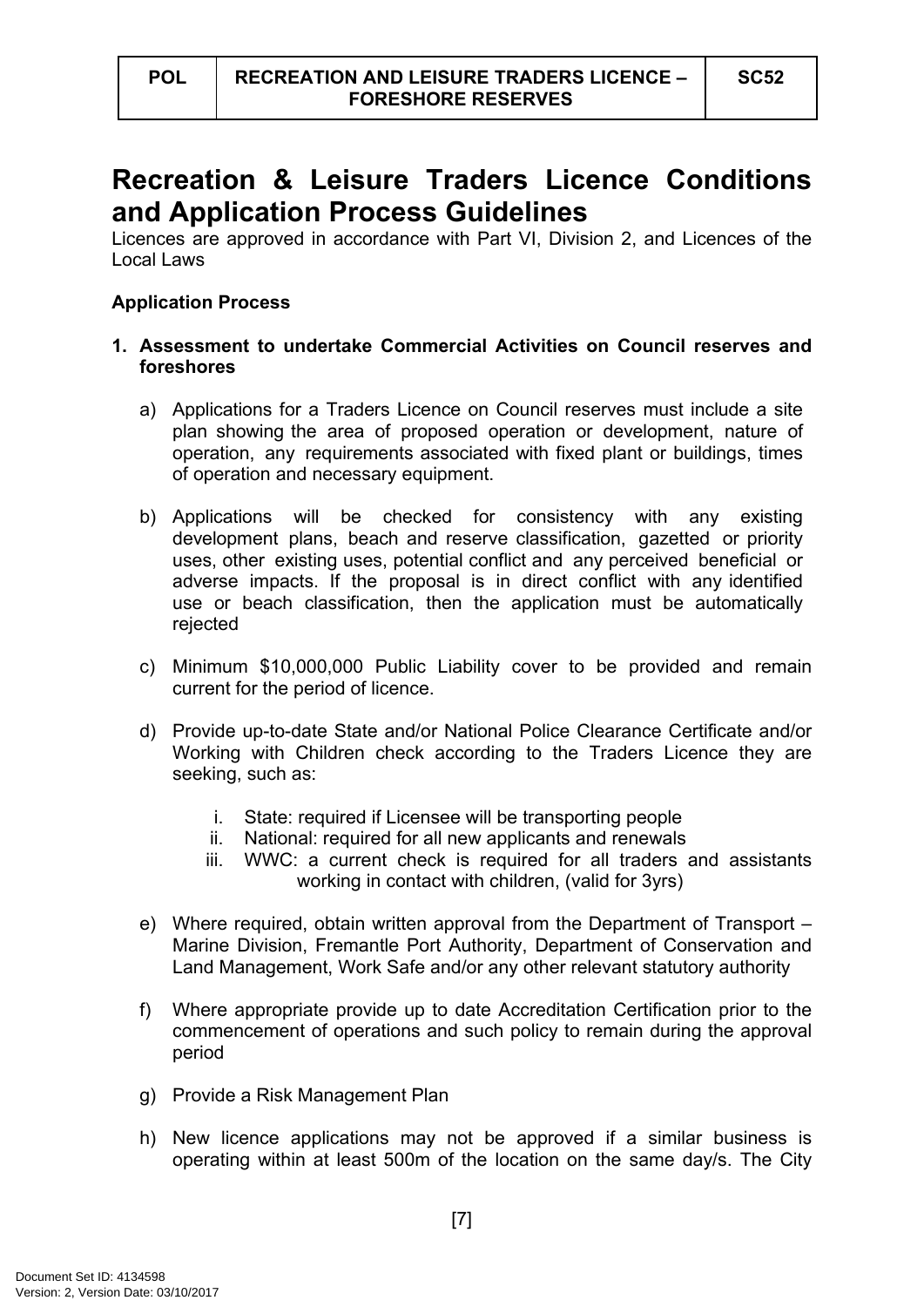# Recreation & Leisure Traders Licence Conditions and Application Process Guidelines

Licences are approved in accordance with Part VI, Division 2, and Licences of the Local Laws

**Application Process**

**1. Assessment to undertake Commercial Activities on Council reserves and foreshores**

a) Applications for a Traders Licence on Council reserves must include a site plan showing the area of proposed operation or development, nature of operation, any requirements associated with fixed plant or buildings, times of operation and necessary equipment.

b) Applications will be checked for consistency with any existing development plans, beach and reserve classification, gazetted or priority uses, other existing uses, potential conflict and any perceived beneficial or adverse impacts. If the proposal is in direct conflict with any identified use or beach classification, then the application must be automatically rejected

c) Minimum $10,000,000 Public Liability cover to be provided and remain current for the period of licence.

d) Provide up-to-date State and/or National Police Clearance Certificate and/or Working with Children check according to the Traders Licence they are seeking, such as:

   i. State: required if Licensee will be transporting people
   ii. National: required for all new applicants and renewals
   iii. WWC: a current check is required for all traders and assistants working in contact with children, (valid for 3yrs)

e) Where required, obtain written approval from the Department of Transport – Marine Division, Fremantle Port Authority, Department of Conservation and Land Management, Work Safe and/or any other relevant statutory authority

f) Where appropriate provide up to date Accreditation Certification prior to the commencement of operations and such policy to remain during the approval period

g) Provide a Risk Management Plan

h) New licence applications may not be approved if a similar business is operating within at least 500m of the location on the same day/s. The City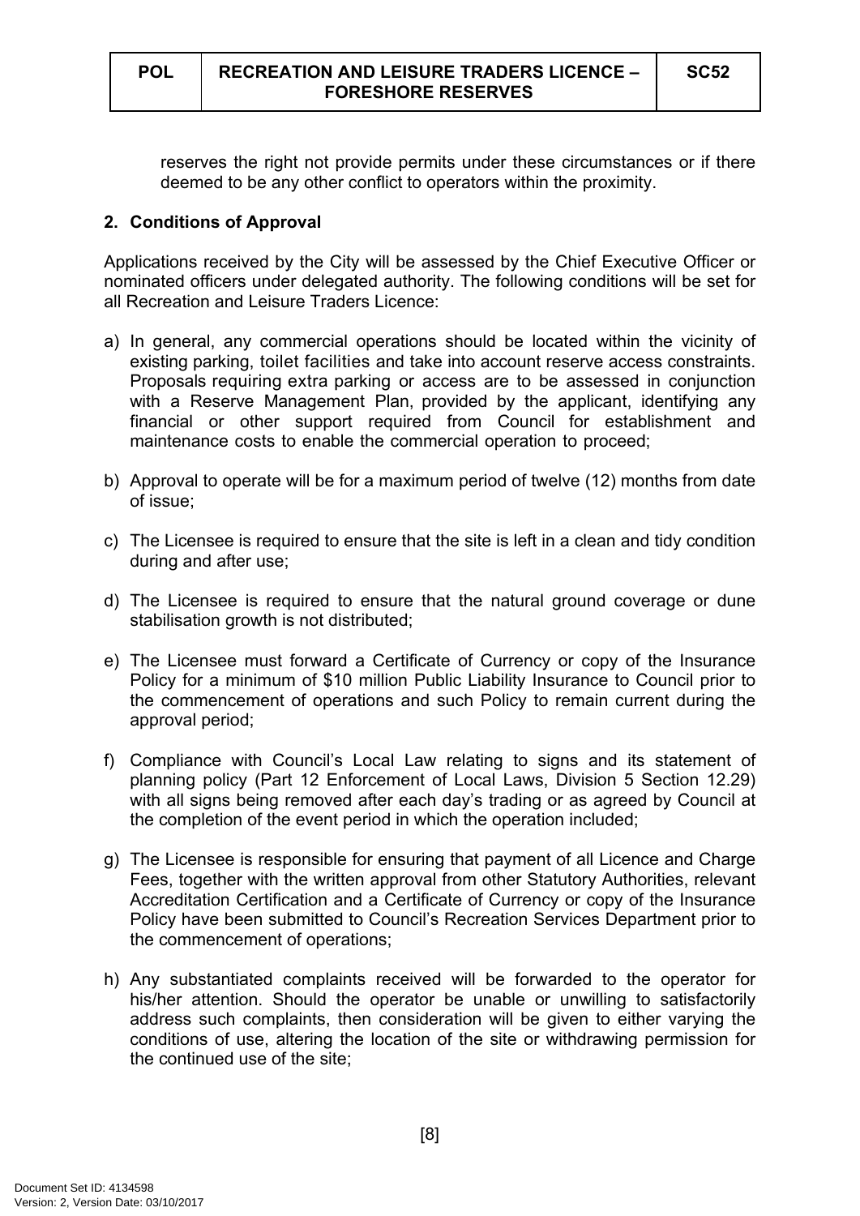reserves the right not provide permits under these circumstances or if there deemed to be any other conflict to operators within the proximity.

## 2. Conditions of Approval

Applications received by the City will be assessed by the Chief Executive Officer or nominated officers under delegated authority. The following conditions will be set for all Recreation and Leisure Traders Licence:

a) In general, any commercial operations should be located within the vicinity of existing parking, toilet facilities and take into account reserve access constraints. Proposals requiring extra parking or access are to be assessed in conjunction with a Reserve Management Plan, provided by the applicant, identifying any financial or other support required from Council for establishment and maintenance costs to enable the commercial operation to proceed;

b) Approval to operate will be for a maximum period of twelve (12) months from date of issue;

c) The Licensee is required to ensure that the site is left in a clean and tidy condition during and after use;

d) The Licensee is required to ensure that the natural ground coverage or dune stabilisation growth is not distributed;

e) The Licensee must forward a Certificate of Currency or copy of the Insurance Policy for a minimum of $10 million Public Liability Insurance to Council prior to the commencement of operations and such Policy to remain current during the approval period;

f) Compliance with Council's Local Law relating to signs and its statement of planning policy (Part 12 Enforcement of Local Laws, Division 5 Section 12.29) with all signs being removed after each day's trading or as agreed by Council at the completion of the event period in which the operation included;

g) The Licensee is responsible for ensuring that payment of all Licence and Charge Fees, together with the written approval from other Statutory Authorities, relevant Accreditation Certification and a Certificate of Currency or copy of the Insurance Policy have been submitted to Council's Recreation Services Department prior to the commencement of operations;

h) Any substantiated complaints received will be forwarded to the operator for his/her attention. Should the operator be unable or unwilling to satisfactorily address such complaints, then consideration will be given to either varying the conditions of use, altering the location of the site or withdrawing permission for the continued use of the site;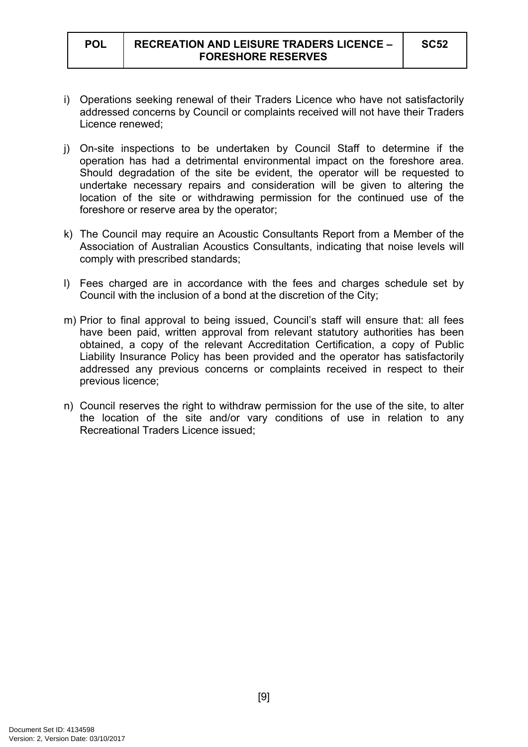i) Operations seeking renewal of their Traders Licence who have not satisfactorily addressed concerns by Council or complaints received will not have their Traders Licence renewed;

j) On-site inspections to be undertaken by Council Staff to determine if the operation has had a detrimental environmental impact on the foreshore area. Should degradation of the site be evident, the operator will be requested to undertake necessary repairs and consideration will be given to altering the location of the site or withdrawing permission for the continued use of the foreshore or reserve area by the operator;

k) The Council may require an Acoustic Consultants Report from a Member of the Association of Australian Acoustics Consultants, indicating that noise levels will comply with prescribed standards;

l) Fees charged are in accordance with the fees and charges schedule set by Council with the inclusion of a bond at the discretion of the City;

m) Prior to final approval to being issued, Council's staff will ensure that: all fees have been paid, written approval from relevant statutory authorities has been obtained, a copy of the relevant Accreditation Certification, a copy of Public Liability Insurance Policy has been provided and the operator has satisfactorily addressed any previous concerns or complaints received in respect to their previous licence;

n) Council reserves the right to withdraw permission for the use of the site, to alter the location of the site and/or vary conditions of use in relation to any Recreational Traders Licence issued;